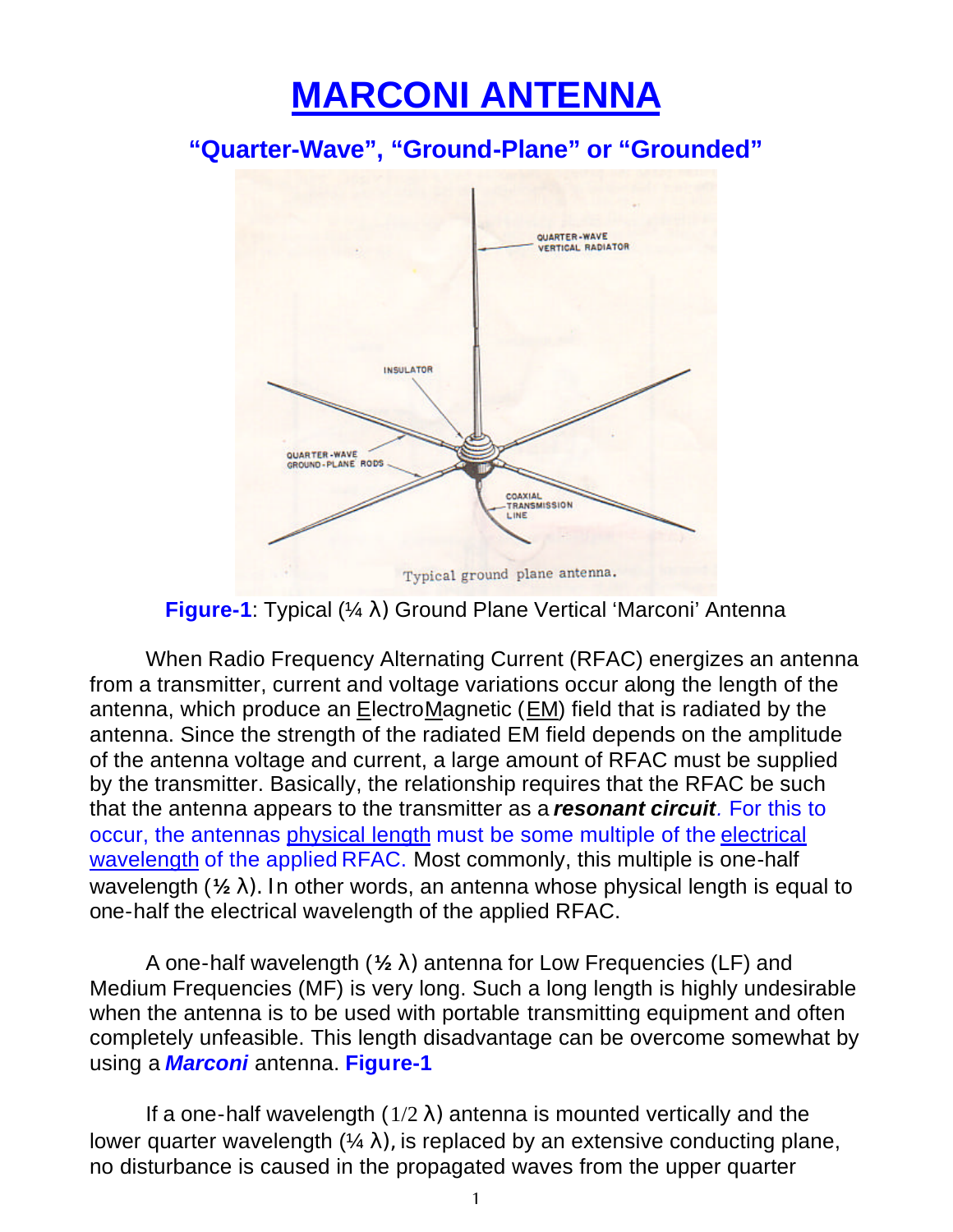# MARCONI ANTENNA

### "Quarter-Wave", "Ground-Plane" or "Grounded"

**Figure-1**: Typical (¼ λ) Ground Plane Vertical 'Marconi' Antenna

When Radio Frequency Alternating Current (RFAC) energizes an antenna from a transmitter, current and voltage variations occur along the length of the antenna, which produce an ElectroMagnetic (EM) field that is radiated by the antenna. Since the strength of the radiated EM field depends on the amplitude of the antenna voltage and current, a large amount of RFAC must be supplied by the transmitter. Basically, the relationship requires that the RFAC be such that the antenna appears to the transmitter as a ***resonant circuit***. For this to occur, the antennas physical length must be some multiple of the electrical wavelength of the applied RFAC. Most commonly, this multiple is one-half wavelength (**½** λ). In other words, an antenna whose physical length is equal to one-half the electrical wavelength of the applied RFAC.

A one-half wavelength (**½** λ) antenna for Low Frequencies (LF) and Medium Frequencies (MF) is very long. Such a long length is highly undesirable when the antenna is to be used with portable transmitting equipment and often completely unfeasible. This length disadvantage can be overcome somewhat by using a ***Marconi*** antenna. **Figure-1**

If a one-half wavelength (1/2 λ) antenna is mounted vertically and the lower quarter wavelength (¼ λ), is replaced by an extensive conducting plane, no disturbance is caused in the propagated waves from the upper quarter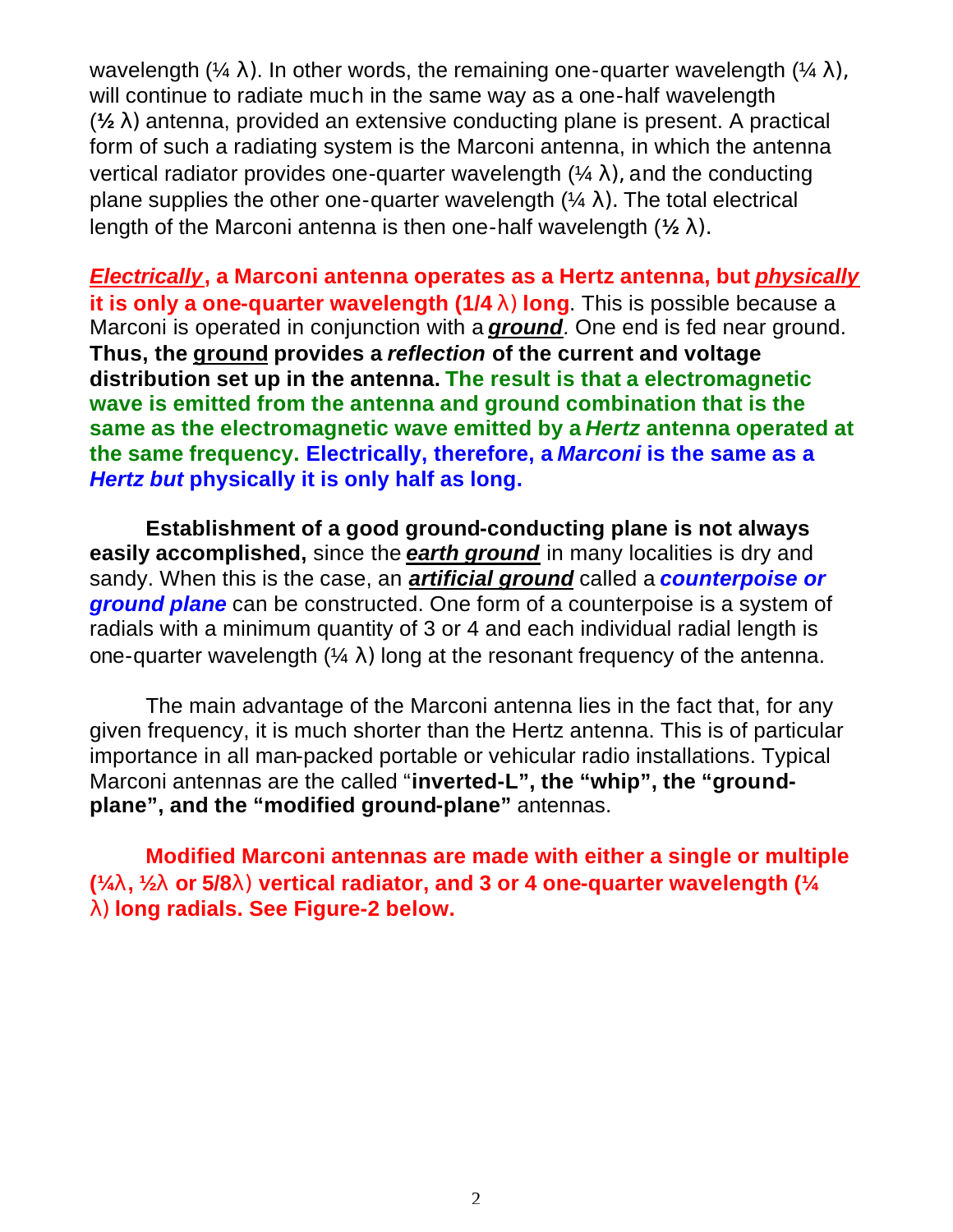wavelength (¼ λ). In other words, the remaining one-quarter wavelength (¼ λ), will continue to radiate much in the same way as a one-half wavelength (½ λ) antenna, provided an extensive conducting plane is present. A practical form of such a radiating system is the Marconi antenna, in which the antenna vertical radiator provides one-quarter wavelength (¼ λ), and the conducting plane supplies the other one-quarter wavelength (¼ λ). The total electrical length of the Marconi antenna is then one-half wavelength (½ λ).

***Electrically*, a Marconi antenna operates as a Hertz antenna, but *physically* it is only a one-quarter wavelength (1/4 λ) long**. This is possible because a Marconi is operated in conjunction with a ***ground***. One end is fed near ground. **Thus, the ground provides a *reflection* of the current and voltage distribution set up in the antenna. The result is that a electromagnetic wave is emitted from the antenna and ground combination that is the same as the electromagnetic wave emitted by a *Hertz* antenna operated at the same frequency. Electrically, therefore, a *Marconi* is the same as a *Hertz but* physically it is only half as long.**

**Establishment of a good ground-conducting plane is not always easily accomplished,** since the ***earth ground*** in many localities is dry and sandy. When this is the case, an ***artificial ground*** called a ***counterpoise or ground plane*** can be constructed. One form of a counterpoise is a system of radials with a minimum quantity of 3 or 4 and each individual radial length is one-quarter wavelength (¼ λ) long at the resonant frequency of the antenna.

The main advantage of the Marconi antenna lies in the fact that, for any given frequency, it is much shorter than the Hertz antenna. This is of particular importance in all man-packed portable or vehicular radio installations. Typical Marconi antennas are the called "**inverted-L", the "whip", the "ground-plane", and the "modified ground-plane"** antennas.

**Modified Marconi antennas are made with either a single or multiple (¼λ, ½λ or 5/8λ) vertical radiator, and 3 or 4 one-quarter wavelength (¼ λ) long radials. See Figure-2 below.**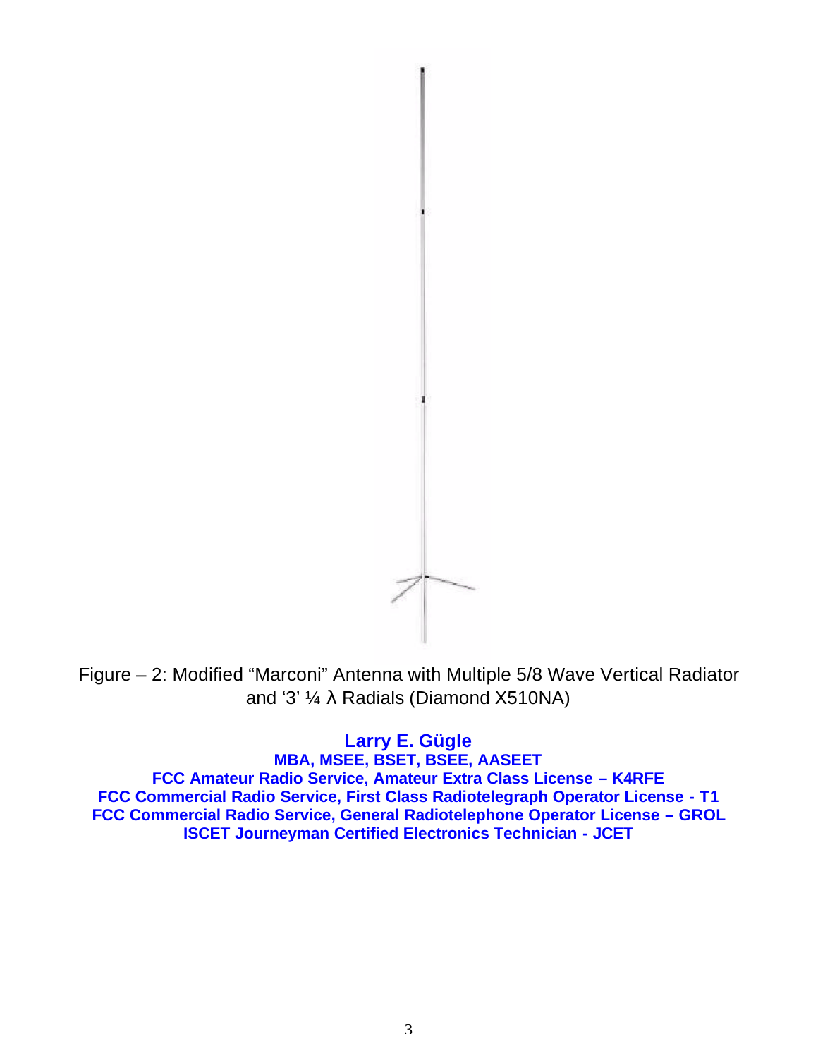Figure – 2: Modified “Marconi” Antenna with Multiple 5/8 Wave Vertical Radiator and ‘3’ ¼ λ Radials (Diamond X510NA)

**Larry E. Gügle**
**MBA, MSEE, BSET, BSEE, AASEET**
**FCC Amateur Radio Service, Amateur Extra Class License – K4RFE**
**FCC Commercial Radio Service, First Class Radiotelegraph Operator License - T1**
**FCC Commercial Radio Service, General Radiotelephone Operator License – GROL**
**ISCET Journeyman Certified Electronics Technician - JCET**